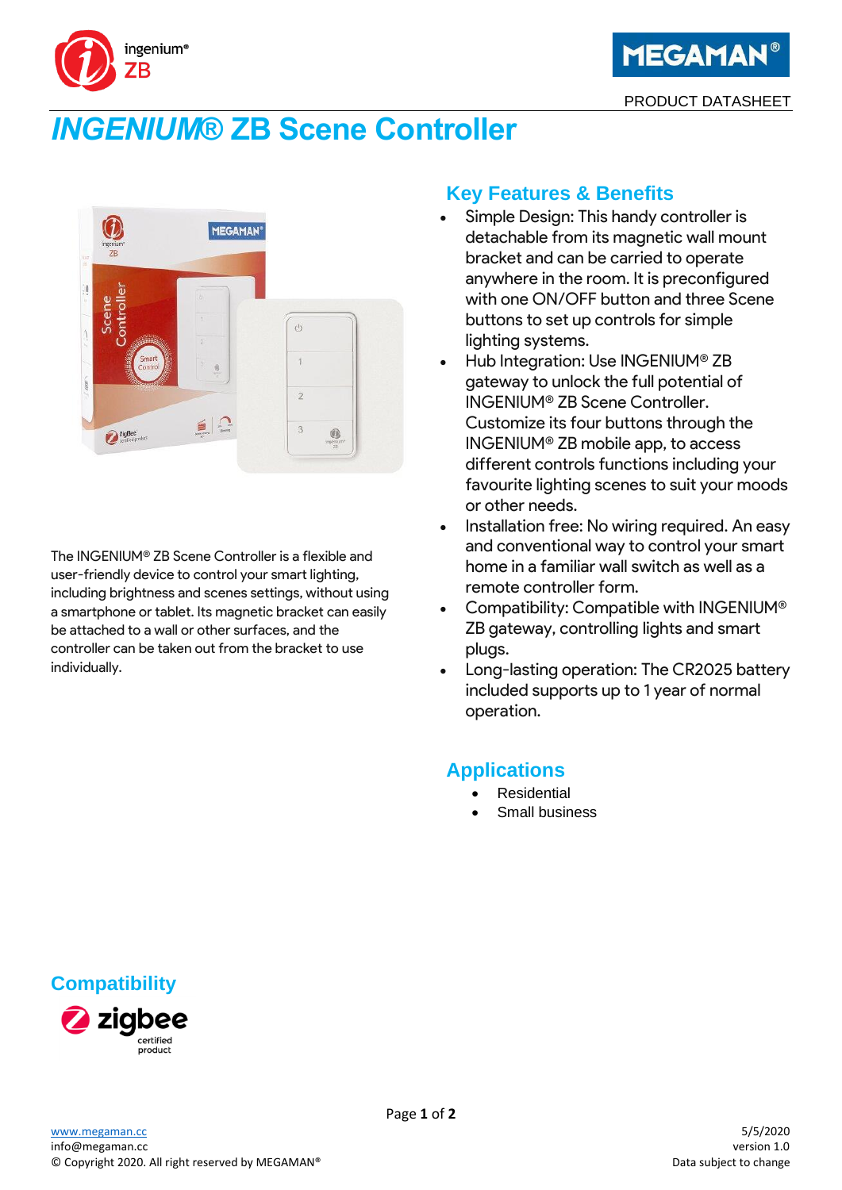# *INGENIUM®* ZB Scene Controller

The INGENIUM® ZB Scene Controller is a flexible and user-friendly device to control your smart lighting, including brightness and scenes settings, without using a smartphone or tablet. Its magnetic bracket can easily be attached to a wall or other surfaces, and the controller can be taken out from the bracket to use individually.

## Key Features & Benefits

- Simple Design: This handy controller is detachable from its magnetic wall mount bracket and can be carried to operate anywhere in the room. It is preconfigured with one ON/OFF button and three Scene buttons to set up controls for simple lighting systems.
- Hub Integration: Use INGENIUM® ZB gateway to unlock the full potential of INGENIUM® ZB Scene Controller. Customize its four buttons through the INGENIUM® ZB mobile app, to access different controls functions including your favourite lighting scenes to suit your moods or other needs.
- Installation free: No wiring required. An easy and conventional way to control your smart home in a familiar wall switch as well as a remote controller form.
- Compatibility: Compatible with INGENIUM® ZB gateway, controlling lights and smart plugs.
- Long-lasting operation: The CR2025 battery included supports up to 1 year of normal operation.

## Applications

- Residential
- Small business

## Compatibility

zigbee certified product

www.megaman.cc
info@megaman.cc
© Copyright 2020. All right reserved by MEGAMAN®

5/5/2020
version 1.0
Data subject to change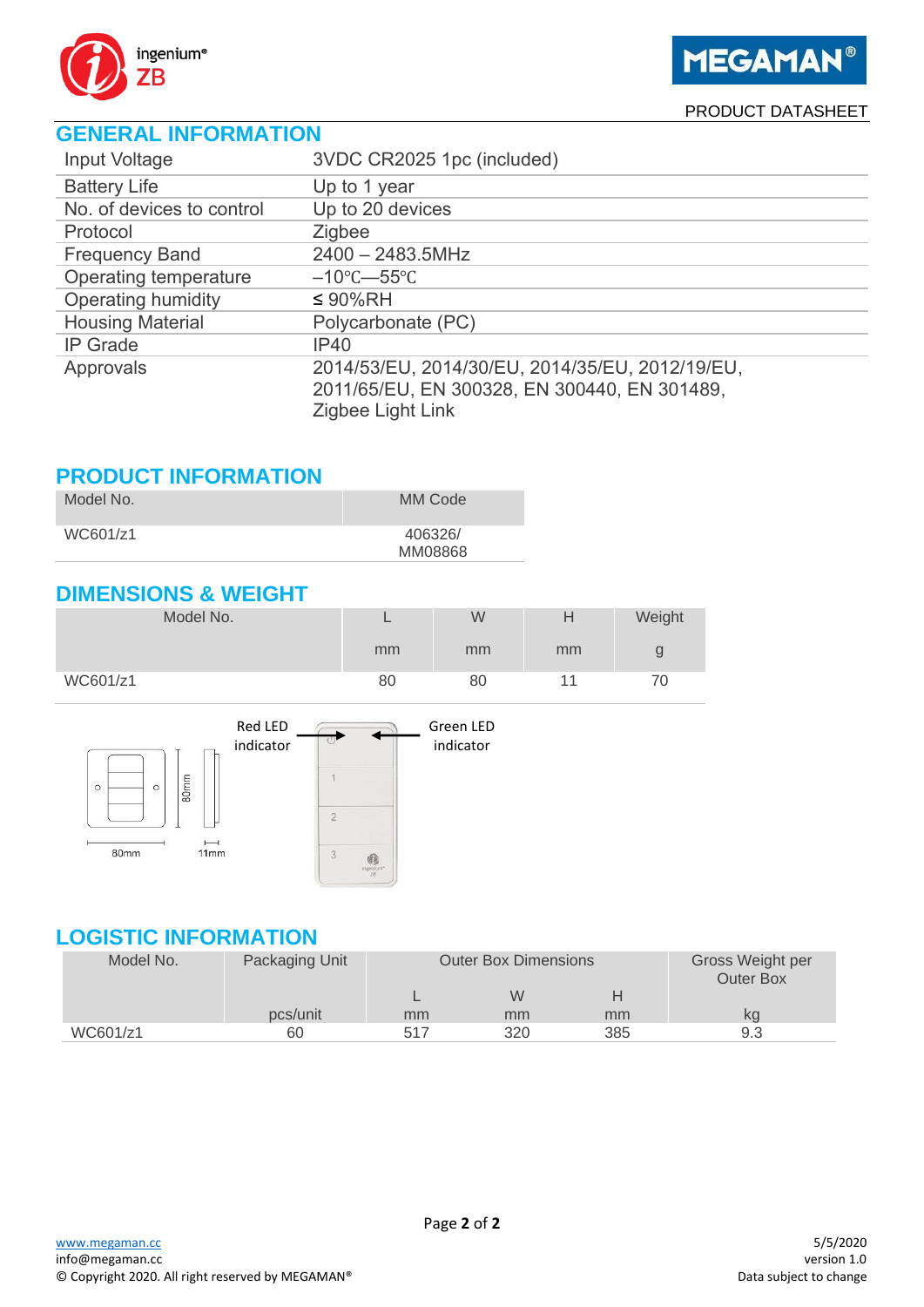ingenium® ZB

MEGAMAN®

PRODUCT DATASHEET

## GENERAL INFORMATION

| | |
|---|---|
| Input Voltage | 3VDC CR2025 1pc (included) |
| Battery Life | Up to 1 year |
| No. of devices to control | Up to 20 devices |
| Protocol | Zigbee |
| Frequency Band | 2400 – 2483.5MHz |
| Operating temperature | –10℃—55℃ |
| Operating humidity | ≤ 90%RH |
| Housing Material | Polycarbonate (PC) |
| IP Grade | IP40 |
| Approvals | 2014/53/EU, 2014/30/EU, 2014/35/EU, 2012/19/EU, 2011/65/EU, EN 300328, EN 300440, EN 301489, Zigbee Light Link |

## PRODUCT INFORMATION

| Model No. | MM Code |
|---|---|
| WC601/z1 | 406326/ MM08868 |

## DIMENSIONS & WEIGHT

| Model No. | L | W | H | Weight |
|---|---|---|---|---|
| | mm | mm | mm | g |
| WC601/z1 | 80 | 80 | 11 | 70 |

80mm
80mm
11mm
Red LED indicator
Green LED indicator

## LOGISTIC INFORMATION

| Model No. | Packaging Unit | Outer Box Dimensions | | | Gross Weight per Outer Box |
|---|---|---|---|---|---|
| | | L | W | H | |
| | pcs/unit | mm | mm | mm | kg |
| WC601/z1 | 60 | 517 | 320 | 385 | 9.3 |

www.megaman.cc
info@megaman.cc
© Copyright 2020. All right reserved by MEGAMAN®

5/5/2020
version 1.0
Data subject to change